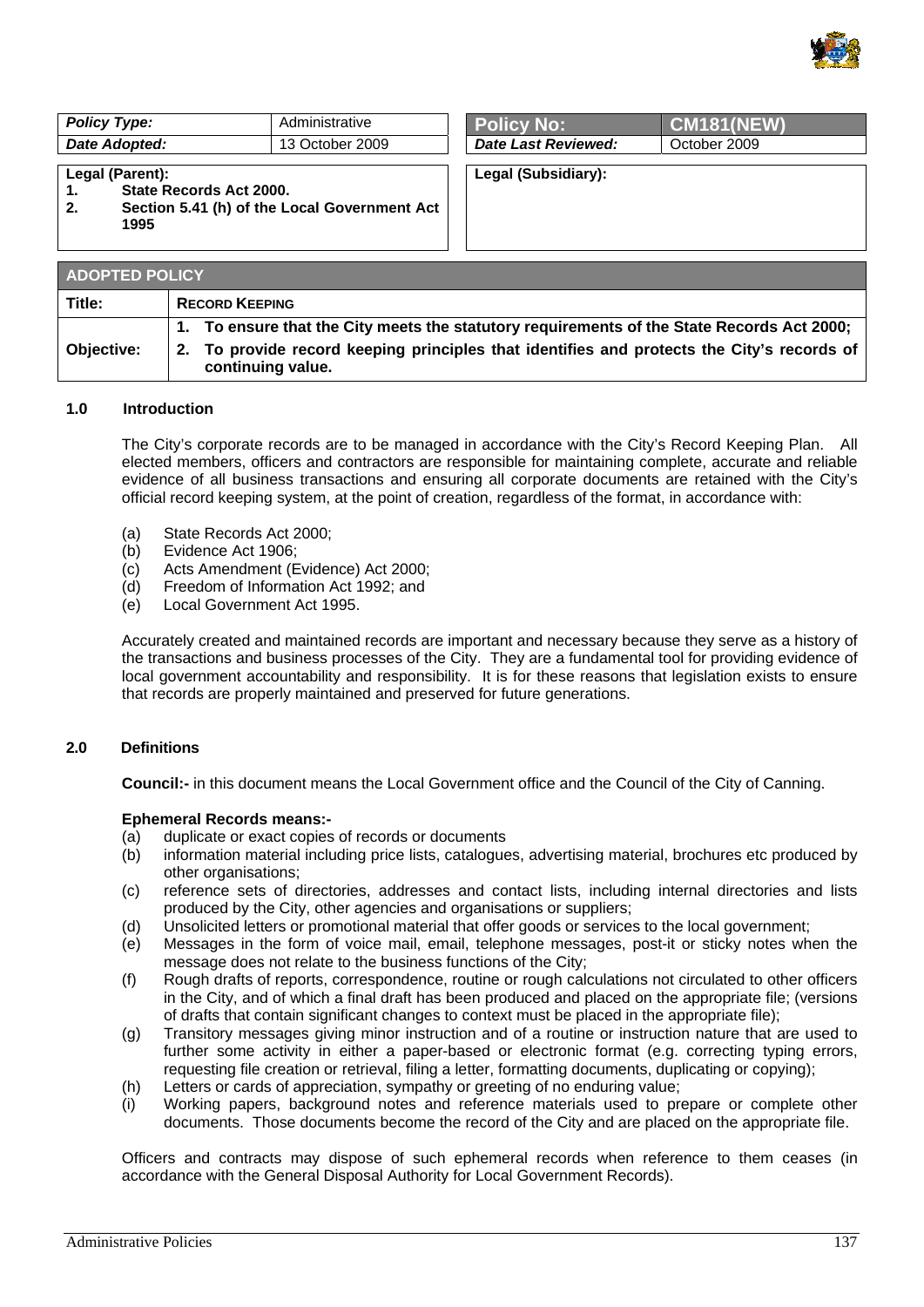| *Policy Type:* | Administrative |
| --- | --- |
| *Date Adopted:* | 13 October 2009 |

| **Policy No:** | **CM181(NEW)** |
| --- | --- |
| *Date Last Reviewed:* | October 2009 |

**Legal (Parent):**
1. **State Records Act 2000.**
2. **Section 5.41 (h) of the Local Government Act 1995**

**Legal (Subsidiary):**

| **ADOPTED POLICY** | |
| --- | --- |
| **Title:** | **RECORD KEEPING** |
| **Objective:** | **1. To ensure that the City meets the statutory requirements of the State Records Act 2000;** **2. To provide record keeping principles that identifies and protects the City's records of continuing value.** |

## 1.0 Introduction

The City's corporate records are to be managed in accordance with the City's Record Keeping Plan. All elected members, officers and contractors are responsible for maintaining complete, accurate and reliable evidence of all business transactions and ensuring all corporate documents are retained with the City's official record keeping system, at the point of creation, regardless of the format, in accordance with:

(a) State Records Act 2000;
(b) Evidence Act 1906;
(c) Acts Amendment (Evidence) Act 2000;
(d) Freedom of Information Act 1992; and
(e) Local Government Act 1995.

Accurately created and maintained records are important and necessary because they serve as a history of the transactions and business processes of the City. They are a fundamental tool for providing evidence of local government accountability and responsibility. It is for these reasons that legislation exists to ensure that records are properly maintained and preserved for future generations.

## 2.0 Definitions

**Council:-** in this document means the Local Government office and the Council of the City of Canning.

**Ephemeral Records means:-**

(a) duplicate or exact copies of records or documents
(b) information material including price lists, catalogues, advertising material, brochures etc produced by other organisations;
(c) reference sets of directories, addresses and contact lists, including internal directories and lists produced by the City, other agencies and organisations or suppliers;
(d) Unsolicited letters or promotional material that offer goods or services to the local government;
(e) Messages in the form of voice mail, email, telephone messages, post-it or sticky notes when the message does not relate to the business functions of the City;
(f) Rough drafts of reports, correspondence, routine or rough calculations not circulated to other officers in the City, and of which a final draft has been produced and placed on the appropriate file; (versions of drafts that contain significant changes to context must be placed in the appropriate file);
(g) Transitory messages giving minor instruction and of a routine or instruction nature that are used to further some activity in either a paper-based or electronic format (e.g. correcting typing errors, requesting file creation or retrieval, filing a letter, formatting documents, duplicating or copying);
(h) Letters or cards of appreciation, sympathy or greeting of no enduring value;
(i) Working papers, background notes and reference materials used to prepare or complete other documents. Those documents become the record of the City and are placed on the appropriate file.

Officers and contracts may dispose of such ephemeral records when reference to them ceases (in accordance with the General Disposal Authority for Local Government Records).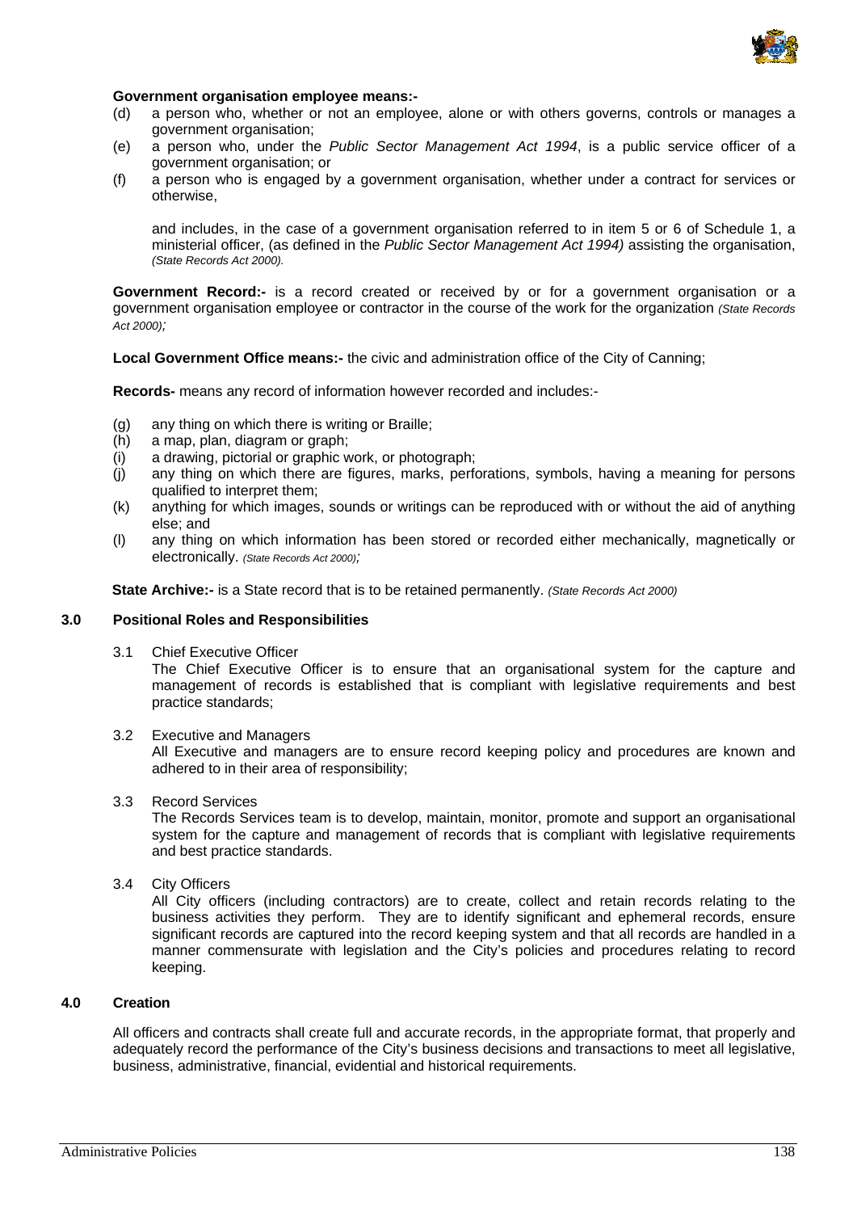**Government organisation employee means:-**

(d) a person who, whether or not an employee, alone or with others governs, controls or manages a government organisation;

(e) a person who, under the *Public Sector Management Act 1994*, is a public service officer of a government organisation; or

(f) a person who is engaged by a government organisation, whether under a contract for services or otherwise,

and includes, in the case of a government organisation referred to in item 5 or 6 of Schedule 1, a ministerial officer, (as defined in the *Public Sector Management Act 1994)* assisting the organisation, *(State Records Act 2000).*

**Government Record:-** is a record created or received by or for a government organisation or a government organisation employee or contractor in the course of the work for the organization *(State Records Act 2000);*

**Local Government Office means:-** the civic and administration office of the City of Canning;

**Records-** means any record of information however recorded and includes:-

(g) any thing on which there is writing or Braille;

(h) a map, plan, diagram or graph;

(i) a drawing, pictorial or graphic work, or photograph;

(j) any thing on which there are figures, marks, perforations, symbols, having a meaning for persons qualified to interpret them;

(k) anything for which images, sounds or writings can be reproduced with or without the aid of anything else; and

(l) any thing on which information has been stored or recorded either mechanically, magnetically or electronically. *(State Records Act 2000);*

**State Archive:-** is a State record that is to be retained permanently. *(State Records Act 2000)*

## 3.0 Positional Roles and Responsibilities

3.1 Chief Executive Officer

The Chief Executive Officer is to ensure that an organisational system for the capture and management of records is established that is compliant with legislative requirements and best practice standards;

3.2 Executive and Managers

All Executive and managers are to ensure record keeping policy and procedures are known and adhered to in their area of responsibility;

3.3 Record Services

The Records Services team is to develop, maintain, monitor, promote and support an organisational system for the capture and management of records that is compliant with legislative requirements and best practice standards.

3.4 City Officers

All City officers (including contractors) are to create, collect and retain records relating to the business activities they perform. They are to identify significant and ephemeral records, ensure significant records are captured into the record keeping system and that all records are handled in a manner commensurate with legislation and the City's policies and procedures relating to record keeping.

## 4.0 Creation

All officers and contracts shall create full and accurate records, in the appropriate format, that properly and adequately record the performance of the City's business decisions and transactions to meet all legislative, business, administrative, financial, evidential and historical requirements.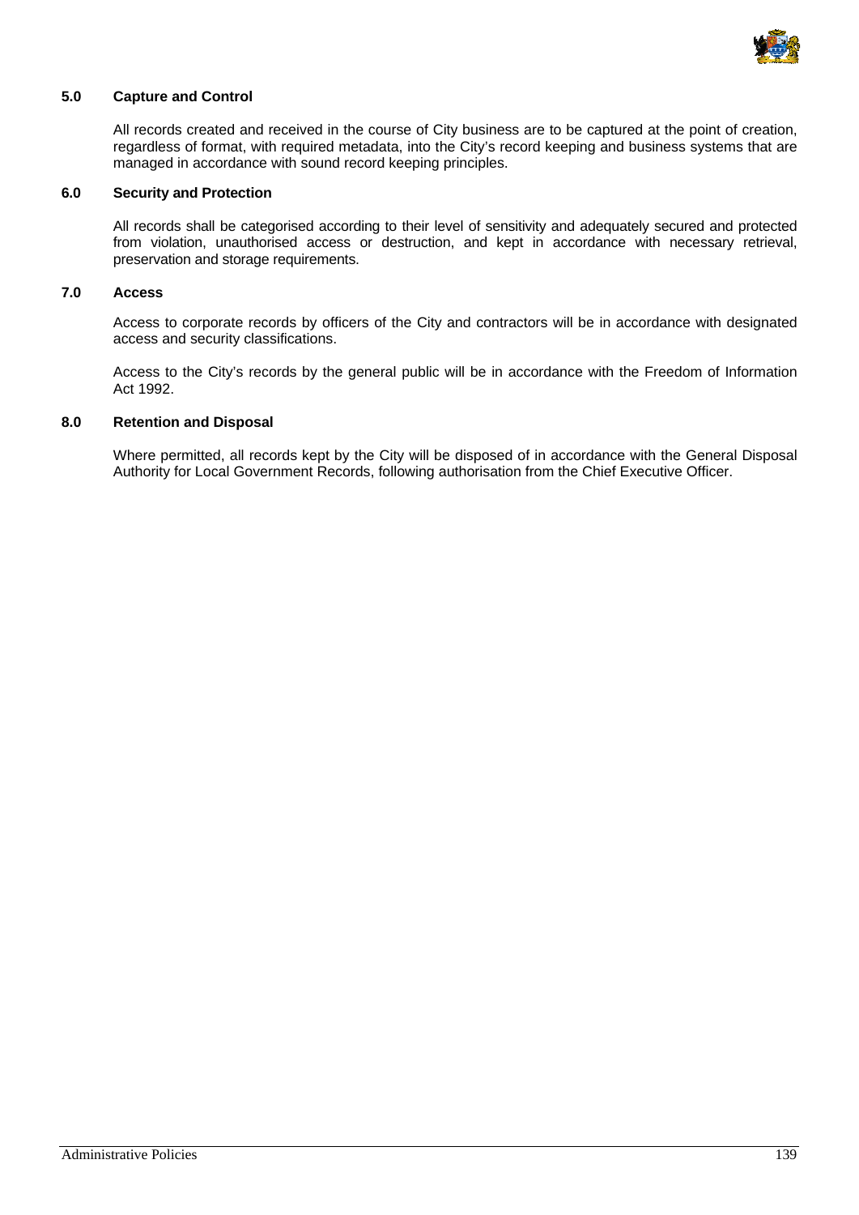## 5.0 Capture and Control

All records created and received in the course of City business are to be captured at the point of creation, regardless of format, with required metadata, into the City's record keeping and business systems that are managed in accordance with sound record keeping principles.

## 6.0 Security and Protection

All records shall be categorised according to their level of sensitivity and adequately secured and protected from violation, unauthorised access or destruction, and kept in accordance with necessary retrieval, preservation and storage requirements.

## 7.0 Access

Access to corporate records by officers of the City and contractors will be in accordance with designated access and security classifications.

Access to the City's records by the general public will be in accordance with the Freedom of Information Act 1992.

## 8.0 Retention and Disposal

Where permitted, all records kept by the City will be disposed of in accordance with the General Disposal Authority for Local Government Records, following authorisation from the Chief Executive Officer.